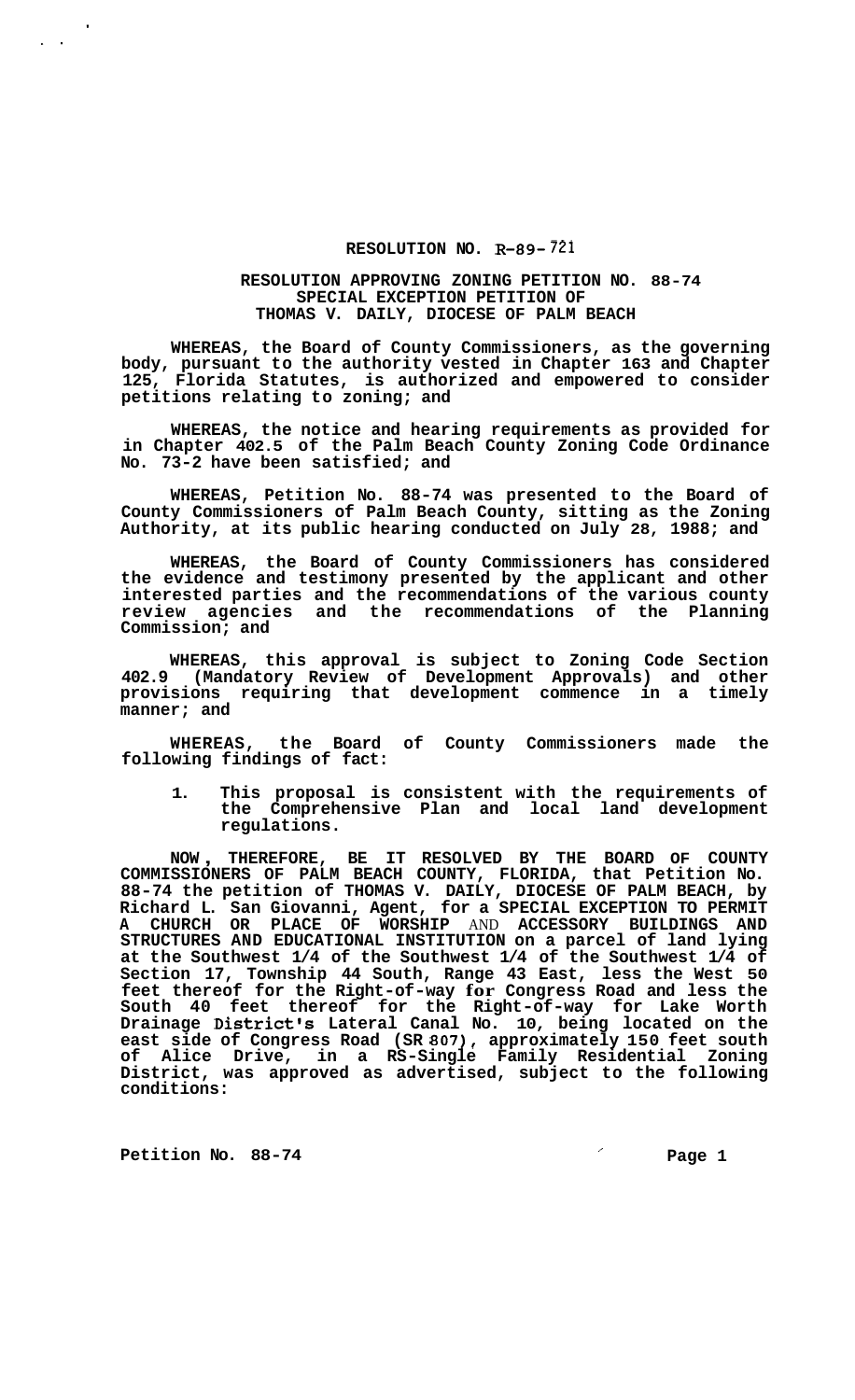# RESOLUTION NO. R-89-721

## RESOLUTION APPROVING ZONING PETITION NO. 88-74 SPECIAL EXCEPTION PETITION OF THOMAS V. DAILY, DIOCESE OF PALM BEACH

**WHEREAS, the Board of County Commissioners, as the governing body, pursuant to the authority vested in Chapter 163 and Chapter 125, Florida Statutes, is authorized and empowered to consider petitions relating to zoning; and**

**WHEREAS, the notice and hearing requirements as provided for in Chapter 402.5 of the Palm Beach County Zoning Code Ordinance No. 73-2 have been satisfied; and**

**WHEREAS, Petition No. 88-74 was presented to the Board of County Commissioners of Palm Beach County, sitting as the Zoning Authority, at its public hearing conducted on July 28, 1988; and**

**WHEREAS, the Board of County Commissioners has considered the evidence and testimony presented by the applicant and other interested parties and the recommendations of the various county review agencies and the recommendations of the Planning Commission; and**

**WHEREAS, this approval is subject to Zoning Code Section 402.9 (Mandatory Review of Development Approvals) and other provisions requiring that development commence in a timely manner; and**

**WHEREAS, the Board of County Commissioners made the following findings of fact:**

1. **This proposal is consistent with the requirements of the Comprehensive Plan and local land development regulations.**

**NOW, THEREFORE, BE IT RESOLVED BY THE BOARD OF COUNTY COMMISSIONERS OF PALM BEACH COUNTY, FLORIDA, that Petition No. 88-74 the petition of THOMAS V. DAILY, DIOCESE OF PALM BEACH, by Richard L. San Giovanni, Agent, for a SPECIAL EXCEPTION TO PERMIT A CHURCH OR PLACE OF WORSHIP** AND **ACCESSORY BUILDINGS AND STRUCTURES AND EDUCATIONAL INSTITUTION on a parcel of land lying at the Southwest 1/4 of the Southwest 1/4 of the Southwest 1/4 of Section 17, Township 44 South, Range 43 East, less the West 50 feet thereof for the Right-of-way for Congress Road and less the South 40 feet thereof for the Right-of-way for Lake Worth Drainage District's Lateral Canal No. 10, being located on the east side of Congress Road (SR 807), approximately 150 feet south of Alice Drive, in a RS-Single Family Residential Zoning District, was approved as advertised, subject to the following conditions:**

**Petition No. 88-74**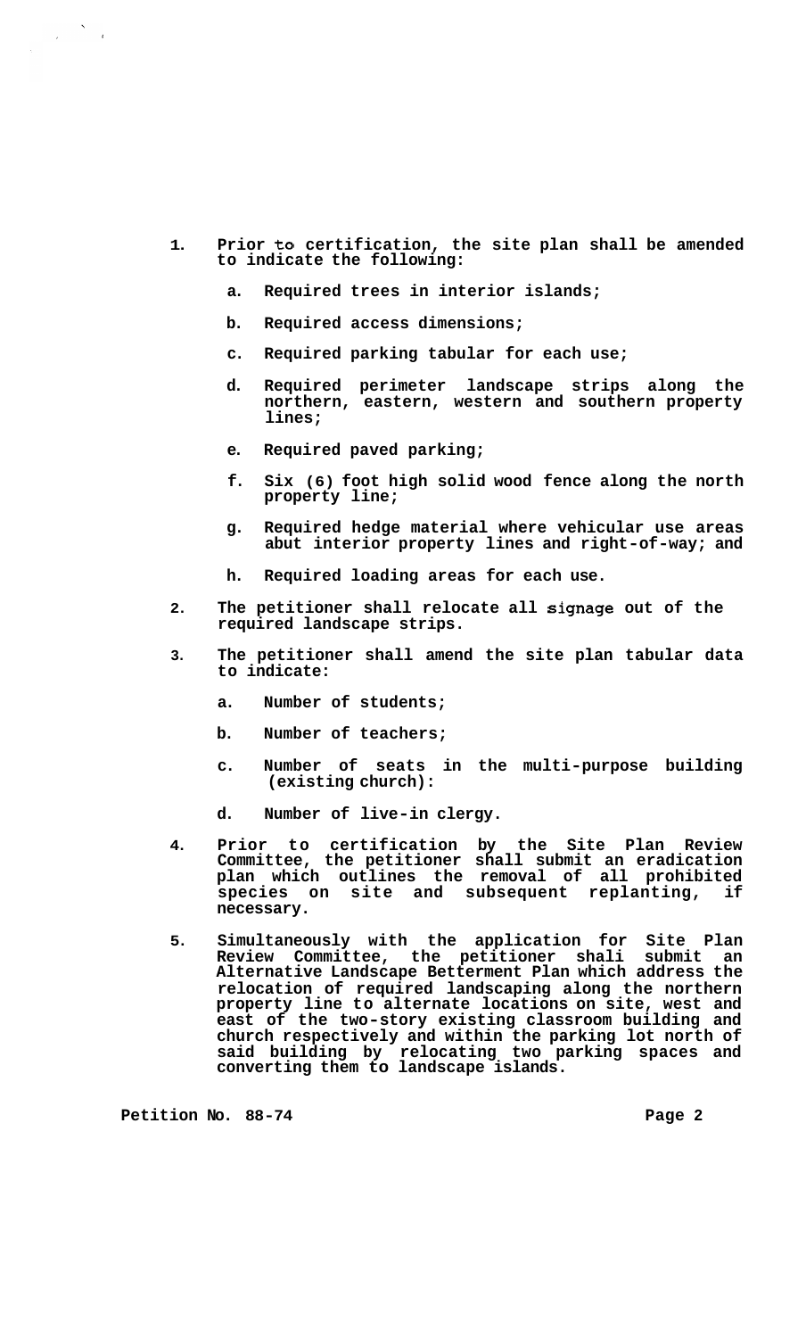1. **Prior to certification, the site plan shall be amended to indicate the following:**

   a. **Required trees in interior islands;**

   b. **Required access dimensions;**

   c. **Required parking tabular for each use;**

   d. **Required perimeter landscape strips along the northern, eastern, western and southern property lines;**

   e. **Required paved parking;**

   f. **Six (6) foot high solid wood fence along the north property line;**

   g. **Required hedge material where vehicular use areas abut interior property lines and right-of-way; and**

   h. **Required loading areas for each use.**

2. **The petitioner shall relocate all signage out of the required landscape strips.**

3. **The petitioner shall amend the site plan tabular data to indicate:**

   a. **Number of students;**

   b. **Number of teachers;**

   c. **Number of seats in the multi-purpose building (existing church):**

   d. **Number of live-in clergy.**

4. **Prior to certification by the Site Plan Review Committee, the petitioner shall submit an eradication plan which outlines the removal of all prohibited species on site and subsequent replanting, if necessary.**

5. **Simultaneously with the application for Site Plan Review Committee, the petitioner shali submit an Alternative Landscape Betterment Plan which address the relocation of required landscaping along the northern property line to alternate locations on site, west and east of the two-story existing classroom building and church respectively and within the parking lot north of said building by relocating two parking spaces and converting them to landscape islands.**

**Petition No. 88-74**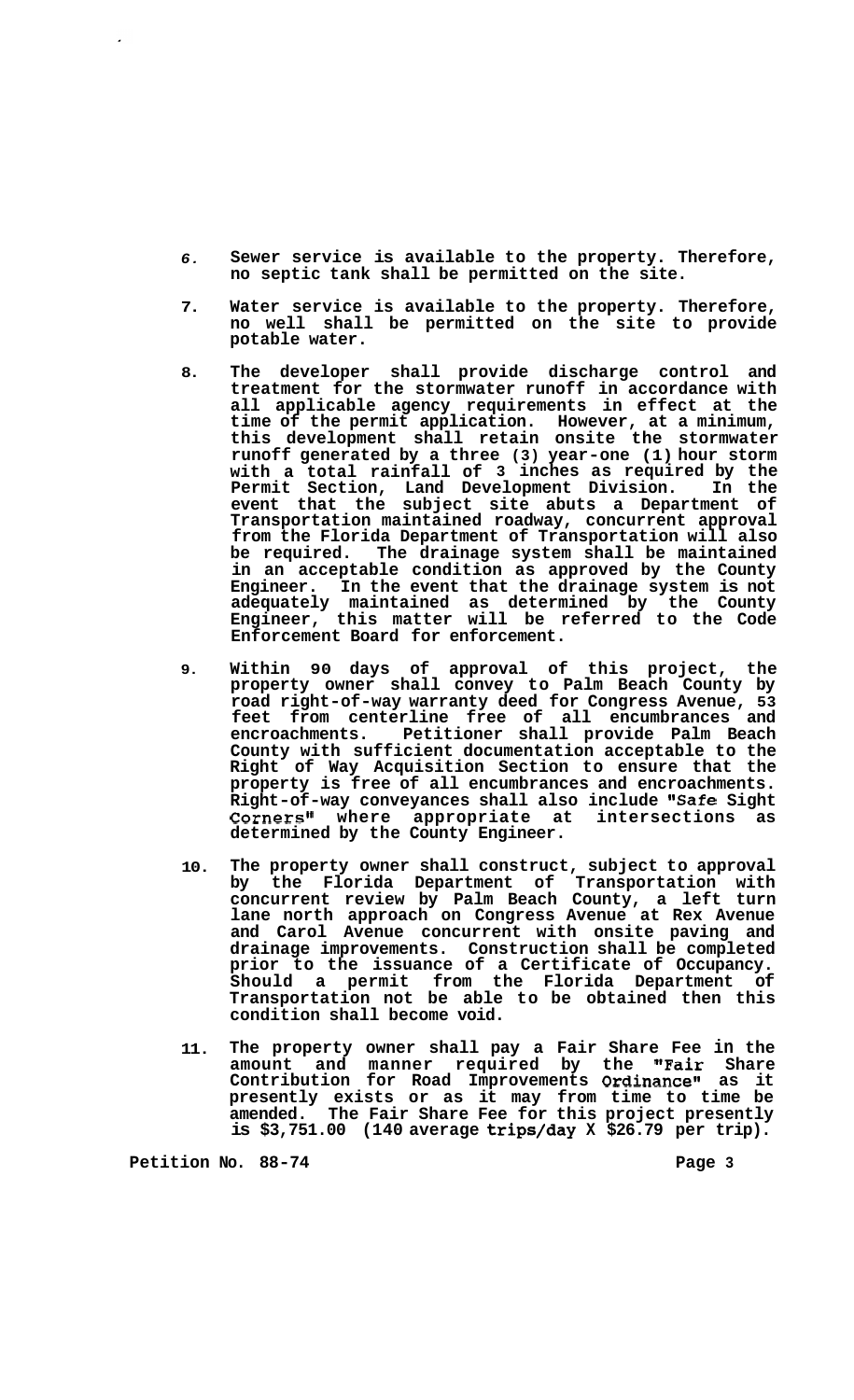6. Sewer service is available to the property. Therefore, no septic tank shall be permitted on the site.

7. Water service is available to the property. Therefore, no well shall be permitted on the site to provide potable water.

8. The developer shall provide discharge control and treatment for the stormwater runoff in accordance with all applicable agency requirements in effect at the time of the permit application. However, at a minimum, this development shall retain onsite the stormwater runoff generated by a three (3) year-one (1) hour storm with a total rainfall of 3 inches as required by the Permit Section, Land Development Division. In the event that the subject site abuts a Department of Transportation maintained roadway, concurrent approval from the Florida Department of Transportation will also be required. The drainage system shall be maintained in an acceptable condition as approved by the County Engineer. In the event that the drainage system is not adequately maintained as determined by the County Engineer, this matter will be referred to the Code Enforcement Board for enforcement.

9. Within 90 days of approval of this project, the property owner shall convey to Palm Beach County by road right-of-way warranty deed for Congress Avenue, 53 feet from centerline free of all encumbrances and encroachments. Petitioner shall provide Palm Beach County with sufficient documentation acceptable to the Right of Way Acquisition Section to ensure that the property is free of all encumbrances and encroachments. Right-of-way conveyances shall also include "Safe Sight Corners" where appropriate at intersections as determined by the County Engineer.

10. The property owner shall construct, subject to approval by the Florida Department of Transportation with concurrent review by Palm Beach County, a left turn lane north approach on Congress Avenue at Rex Avenue and Carol Avenue concurrent with onsite paving and drainage improvements. Construction shall be completed prior to the issuance of a Certificate of Occupancy. Should a permit from the Florida Department of Transportation not be able to be obtained then this condition shall become void.

11. The property owner shall pay a Fair Share Fee in the amount and manner required by the "Fair Share Contribution for Road Improvements Ordinance" as it presently exists or as it may from time to time be amended. The Fair Share Fee for this project presently is $3,751.00 (140 average trips/day X $26.79 per trip).

Petition No. 88-74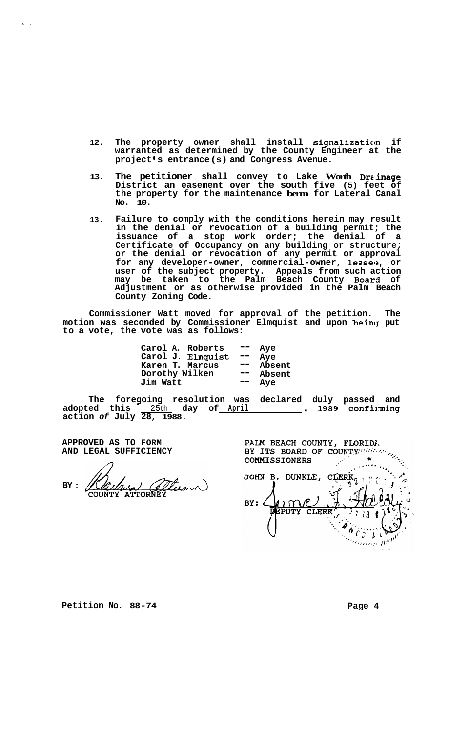12. The property owner shall install signalization if warranted as determined by the County Engineer at the project's entrance(s) and Congress Avenue.

13. The petitioner shall convey to Lake Worth Drainage District an easement over the south five (5) feet of the property for the maintenance berm for Lateral Canal No. 10.

13. Failure to comply with the conditions herein may result in the denial or revocation of a building permit; the issuance of a stop work order; the denial of a Certificate of Occupancy on any building or structure; or the denial or revocation of any permit or approval for any developer-owner, commercial-owner, lessee, or user of the subject property. Appeals from such action may be taken to the Palm Beach County Board of Adjustment or as otherwise provided in the Palm Beach County Zoning Code.

Commissioner Watt moved for approval of the petition. The motion was seconded by Commissioner Elmquist and upon being put to a vote, the vote was as follows:

| | | |
|---|---|---|
| Carol A. Roberts | -- | Aye |
| Carol J. Elmquist | -- | Aye |
| Karen T. Marcus | -- | Absent |
| Dorothy Wilken | -- | Absent |
| Jim Watt | -- | Aye |

The foregoing resolution was declared duly passed and adopted this 25th day of April, 1989 confirming action of July 28, 1988.

APPROVED AS TO FORM AND LEGAL SUFFICIENCY

BY: COUNTY ATTORNEY

PALM BEACH COUNTY, FLORIDA
BY ITS BOARD OF COUNTY COMMISSIONERS

JOHN B. DUNKLE, CLERK

BY: DEPUTY CLERK

Petition No. 88-74